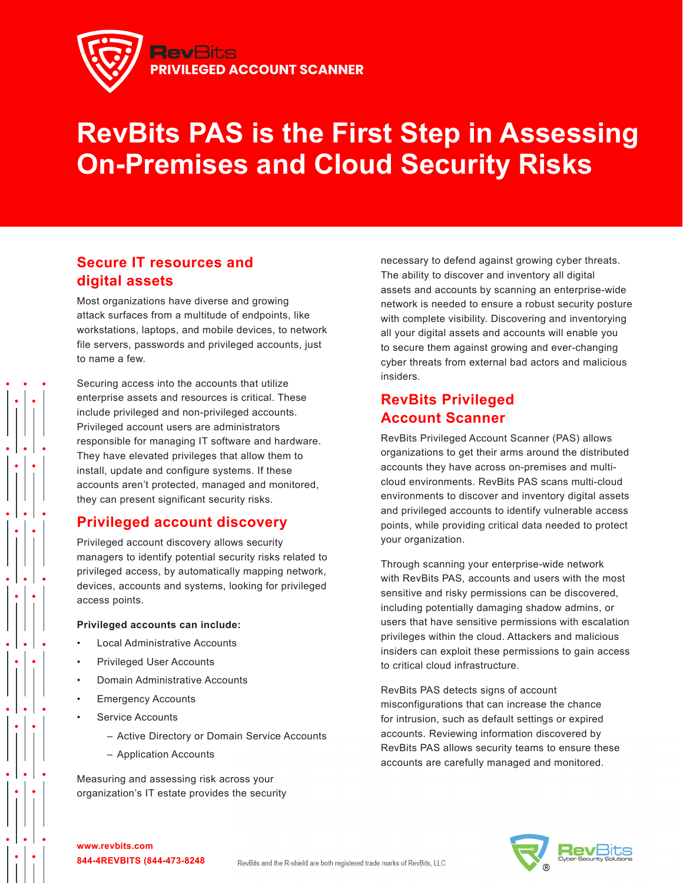RevBits
PRIVILEGED ACCOUNT SCANNER

# RevBits PAS is the First Step in Assessing On-Premises and Cloud Security Risks

## Secure IT resources and digital assets

Most organizations have diverse and growing attack surfaces from a multitude of endpoints, like workstations, laptops, and mobile devices, to network file servers, passwords and privileged accounts, just to name a few.

Securing access into the accounts that utilize enterprise assets and resources is critical. These include privileged and non-privileged accounts. Privileged account users are administrators responsible for managing IT software and hardware. They have elevated privileges that allow them to install, update and configure systems. If these accounts aren't protected, managed and monitored, they can present significant security risks.

## Privileged account discovery

Privileged account discovery allows security managers to identify potential security risks related to privileged access, by automatically mapping network, devices, accounts and systems, looking for privileged access points.

**Privileged accounts can include:**

- Local Administrative Accounts
- Privileged User Accounts
- Domain Administrative Accounts
- Emergency Accounts
- Service Accounts
  - Active Directory or Domain Service Accounts
  - Application Accounts

Measuring and assessing risk across your organization's IT estate provides the security necessary to defend against growing cyber threats. The ability to discover and inventory all digital assets and accounts by scanning an enterprise-wide network is needed to ensure a robust security posture with complete visibility. Discovering and inventorying all your digital assets and accounts will enable you to secure them against growing and ever-changing cyber threats from external bad actors and malicious insiders.

## RevBits Privileged Account Scanner

RevBits Privileged Account Scanner (PAS) allows organizations to get their arms around the distributed accounts they have across on-premises and multi-cloud environments. RevBits PAS scans multi-cloud environments to discover and inventory digital assets and privileged accounts to identify vulnerable access points, while providing critical data needed to protect your organization.

Through scanning your enterprise-wide network with RevBits PAS, accounts and users with the most sensitive and risky permissions can be discovered, including potentially damaging shadow admins, or users that have sensitive permissions with escalation privileges within the cloud. Attackers and malicious insiders can exploit these permissions to gain access to critical cloud infrastructure.

RevBits PAS detects signs of account misconfigurations that can increase the chance for intrusion, such as default settings or expired accounts. Reviewing information discovered by RevBits PAS allows security teams to ensure these accounts are carefully managed and monitored.

**www.revbits.com**
**844-4REVBITS (844-473-8248**

RevBits and the R-shield are both registered trade marks of RevBits, LLC

RevBits®
Cyber Security Solutions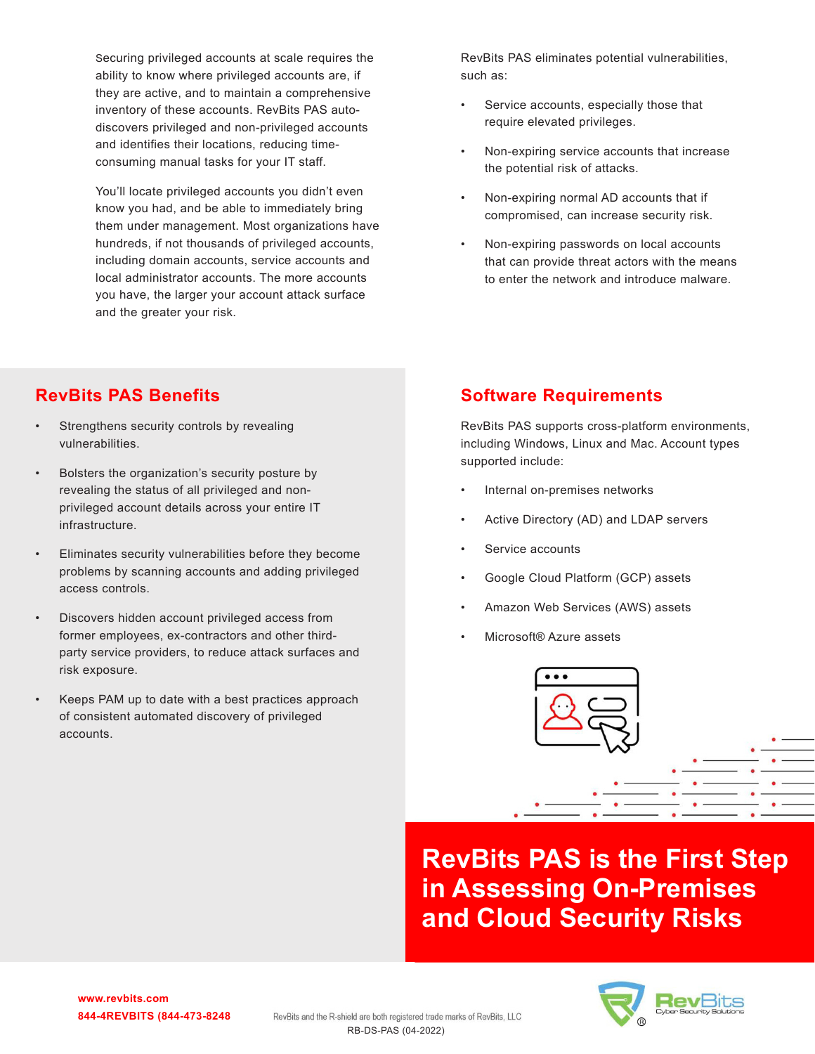Securing privileged accounts at scale requires the ability to know where privileged accounts are, if they are active, and to maintain a comprehensive inventory of these accounts. RevBits PAS auto-discovers privileged and non-privileged accounts and identifies their locations, reducing time-consuming manual tasks for your IT staff.

You'll locate privileged accounts you didn't even know you had, and be able to immediately bring them under management. Most organizations have hundreds, if not thousands of privileged accounts, including domain accounts, service accounts and local administrator accounts. The more accounts you have, the larger your account attack surface and the greater your risk.

RevBits PAS eliminates potential vulnerabilities, such as:

- Service accounts, especially those that require elevated privileges.
- Non-expiring service accounts that increase the potential risk of attacks.
- Non-expiring normal AD accounts that if compromised, can increase security risk.
- Non-expiring passwords on local accounts that can provide threat actors with the means to enter the network and introduce malware.

## RevBits PAS Benefits

- Strengthens security controls by revealing vulnerabilities.
- Bolsters the organization's security posture by revealing the status of all privileged and non-privileged account details across your entire IT infrastructure.
- Eliminates security vulnerabilities before they become problems by scanning accounts and adding privileged access controls.
- Discovers hidden account privileged access from former employees, ex-contractors and other third-party service providers, to reduce attack surfaces and risk exposure.
- Keeps PAM up to date with a best practices approach of consistent automated discovery of privileged accounts.

## Software Requirements

RevBits PAS supports cross-platform environments, including Windows, Linux and Mac. Account types supported include:

- Internal on-premises networks
- Active Directory (AD) and LDAP servers
- Service accounts
- Google Cloud Platform (GCP) assets
- Amazon Web Services (AWS) assets
- Microsoft® Azure assets

## RevBits PAS is the First Step in Assessing On-Premises and Cloud Security Risks

www.revbits.com

844-4REVBITS (844-473-8248

RevBits and the R-shield are both registered trade marks of RevBits, LLC

RB-DS-PAS (04-2022)

RevBits Cyber Security Solutions